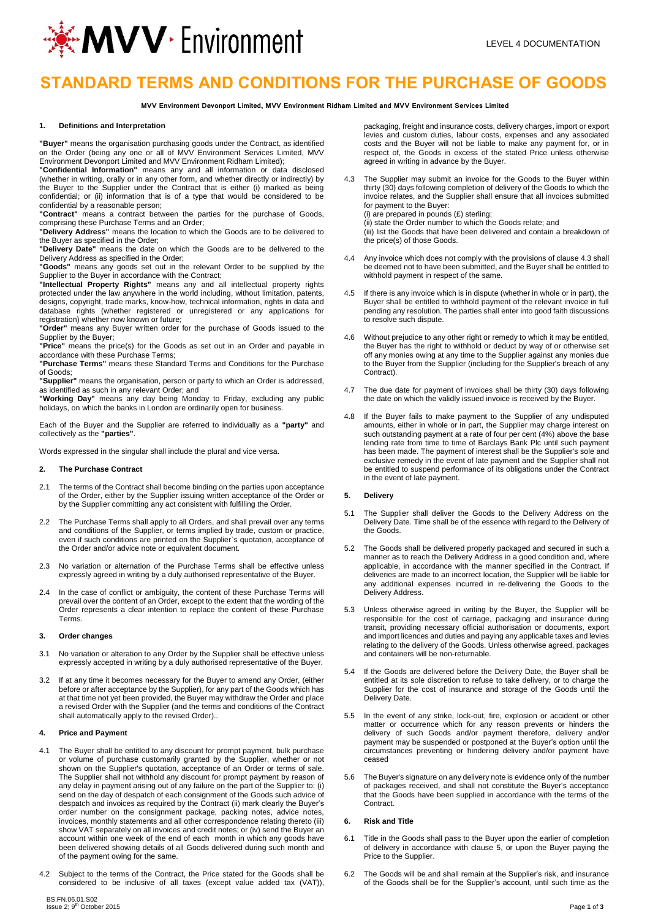# STANDARD TERMS AND CONDITIONS FOR THE PURCHASE OF GOODS

**MVV Environment Devonport Limited, MVV Environment Ridham Limited and MVV Environment Services Limited**

## 1. Definitions and Interpretation

**"Buyer"** means the organisation purchasing goods under the Contract, as identified on the Order (being any one or all of MVV Environment Services Limited, MVV Environment Devonport Limited and MVV Environment Ridham Limited);

**"Confidential Information"** means any and all information or data disclosed (whether in writing, orally or in any other form, and whether directly or indirectly) by the Buyer to the Supplier under the Contract that is either (i) marked as being confidential; or (ii) information that is of a type that would be considered to be confidential by a reasonable person;

**"Contract"** means a contract between the parties for the purchase of Goods, comprising these Purchase Terms and an Order;

**"Delivery Address"** means the location to which the Goods are to be delivered to the Buyer as specified in the Order;

**"Delivery Date"** means the date on which the Goods are to be delivered to the Delivery Address as specified in the Order;

**"Goods"** means any goods set out in the relevant Order to be supplied by the Supplier to the Buyer in accordance with the Contract;

**"Intellectual Property Rights"** means any and all intellectual property rights protected under the law anywhere in the world including, without limitation, patents, designs, copyright, trade marks, know-how, technical information, rights in data and database rights (whether registered or unregistered or any applications for registration) whether now known or future;

**"Order"** means any Buyer written order for the purchase of Goods issued to the Supplier by the Buyer;

**"Price"** means the price(s) for the Goods as set out in an Order and payable in accordance with these Purchase Terms;

**"Purchase Terms"** means these Standard Terms and Conditions for the Purchase of Goods;

**"Supplier"** means the organisation, person or party to which an Order is addressed, as identified as such in any relevant Order; and

**"Working Day"** means any day being Monday to Friday, excluding any public holidays, on which the banks in London are ordinarily open for business.

Each of the Buyer and the Supplier are referred to individually as a **"party"** and collectively as the **"parties"**.

Words expressed in the singular shall include the plural and vice versa.

## 2. The Purchase Contract

2.1 The terms of the Contract shall become binding on the parties upon acceptance of the Order, either by the Supplier issuing written acceptance of the Order or by the Supplier committing any act consistent with fulfilling the Order.

2.2 The Purchase Terms shall apply to all Orders, and shall prevail over any terms and conditions of the Supplier, or terms implied by trade, custom or practice, even if such conditions are printed on the Supplier`s quotation, acceptance of the Order and/or advice note or equivalent document.

2.3 No variation or alternation of the Purchase Terms shall be effective unless expressly agreed in writing by a duly authorised representative of the Buyer.

2.4 In the case of conflict or ambiguity, the content of these Purchase Terms will prevail over the content of an Order, except to the extent that the wording of the Order represents a clear intention to replace the content of these Purchase Terms.

## 3. Order changes

3.1 No variation or alteration to any Order by the Supplier shall be effective unless expressly accepted in writing by a duly authorised representative of the Buyer.

3.2 If at any time it becomes necessary for the Buyer to amend any Order, (either before or after acceptance by the Supplier), for any part of the Goods which has at that time not yet been provided, the Buyer may withdraw the Order and place a revised Order with the Supplier (and the terms and conditions of the Contract shall automatically apply to the revised Order)..

## 4. Price and Payment

4.1 The Buyer shall be entitled to any discount for prompt payment, bulk purchase or volume of purchase customarily granted by the Supplier, whether or not shown on the Supplier's quotation, acceptance of an Order or terms of sale. The Supplier shall not withhold any discount for prompt payment by reason of any delay in payment arising out of any failure on the part of the Supplier to: (i) send on the day of despatch of each consignment of the Goods such advice of despatch and invoices as required by the Contract (ii) mark clearly the Buyer's order number on the consignment package, packing notes, advice notes, invoices, monthly statements and all other correspondence relating thereto (iii) show VAT separately on all invoices and credit notes; or (iv) send the Buyer an account within one week of the end of each month in which any goods have been delivered showing details of all Goods delivered during such month and of the payment owing for the same.

4.2 Subject to the terms of the Contract, the Price stated for the Goods shall be considered to be inclusive of all taxes (except value added tax (VAT)), packaging, freight and insurance costs, delivery charges, import or export levies and custom duties, labour costs, expenses and any associated costs and the Buyer will not be liable to make any payment for, or in respect of, the Goods in excess of the stated Price unless otherwise agreed in writing in advance by the Buyer.

4.3 The Supplier may submit an invoice for the Goods to the Buyer within thirty (30) days following completion of delivery of the Goods to which the invoice relates, and the Supplier shall ensure that all invoices submitted for payment to the Buyer:
(i) are prepared in pounds (£) sterling;
(ii) state the Order number to which the Goods relate; and
(iii) list the Goods that have been delivered and contain a breakdown of the price(s) of those Goods.

4.4 Any invoice which does not comply with the provisions of clause 4.3 shall be deemed not to have been submitted, and the Buyer shall be entitled to withhold payment in respect of the same.

4.5 If there is any invoice which is in dispute (whether in whole or in part), the Buyer shall be entitled to withhold payment of the relevant invoice in full pending any resolution. The parties shall enter into good faith discussions to resolve such dispute.

4.6 Without prejudice to any other right or remedy to which it may be entitled, the Buyer has the right to withhold or deduct by way of or otherwise set off any monies owing at any time to the Supplier against any monies due to the Buyer from the Supplier (including for the Supplier's breach of any Contract).

4.7 The due date for payment of invoices shall be thirty (30) days following the date on which the validly issued invoice is received by the Buyer.

4.8 If the Buyer fails to make payment to the Supplier of any undisputed amounts, either in whole or in part, the Supplier may charge interest on such outstanding payment at a rate of four per cent (4%) above the base lending rate from time to time of Barclays Bank Plc until such payment has been made. The payment of interest shall be the Supplier's sole and exclusive remedy in the event of late payment and the Supplier shall not be entitled to suspend performance of its obligations under the Contract in the event of late payment.

## 5. Delivery

5.1 The Supplier shall deliver the Goods to the Delivery Address on the Delivery Date. Time shall be of the essence with regard to the Delivery of the Goods.

5.2 The Goods shall be delivered properly packaged and secured in such a manner as to reach the Delivery Address in a good condition and, where applicable, in accordance with the manner specified in the Contract. If deliveries are made to an incorrect location, the Supplier will be liable for any additional expenses incurred in re-delivering the Goods to the Delivery Address.

5.3 Unless otherwise agreed in writing by the Buyer, the Supplier will be responsible for the cost of carriage, packaging and insurance during transit, providing necessary official authorisation or documents, export and import licences and duties and paying any applicable taxes and levies relating to the delivery of the Goods. Unless otherwise agreed, packages and containers will be non-returnable.

5.4 If the Goods are delivered before the Delivery Date, the Buyer shall be entitled at its sole discretion to refuse to take delivery, or to charge the Supplier for the cost of insurance and storage of the Goods until the Delivery Date.

5.5 In the event of any strike, lock-out, fire, explosion or accident or other matter or occurrence which for any reason prevents or hinders the delivery of such Goods and/or payment therefore, delivery and/or payment may be suspended or postponed at the Buyer's option until the circumstances preventing or hindering delivery and/or payment have ceased

5.6 The Buyer's signature on any delivery note is evidence only of the number of packages received, and shall not constitute the Buyer's acceptance that the Goods have been supplied in accordance with the terms of the Contract.

## 6. Risk and Title

6.1 Title in the Goods shall pass to the Buyer upon the earlier of completion of delivery in accordance with clause 5, or upon the Buyer paying the Price to the Supplier.

6.2 The Goods will be and shall remain at the Supplier's risk, and insurance of the Goods shall be for the Supplier's account, until such time as the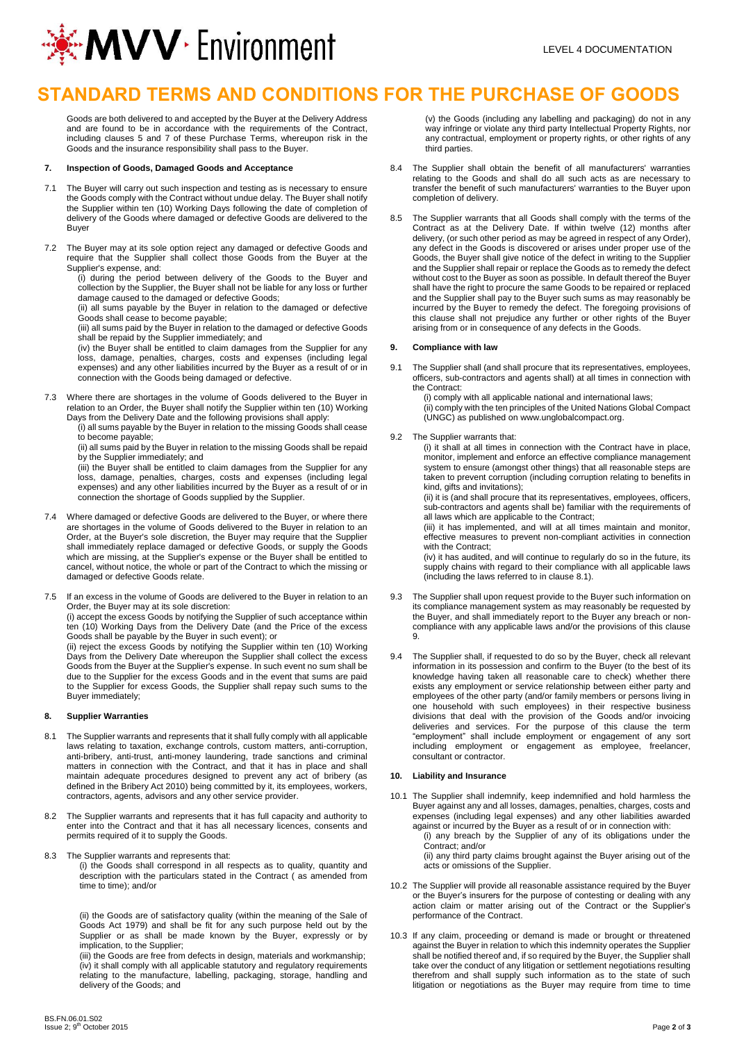Goods are both delivered to and accepted by the Buyer at the Delivery Address and are found to be in accordance with the requirements of the Contract, including clauses 5 and 7 of these Purchase Terms, whereupon risk in the Goods and the insurance responsibility shall pass to the Buyer.

**7. Inspection of Goods, Damaged Goods and Acceptance**

7.1 The Buyer will carry out such inspection and testing as is necessary to ensure the Goods comply with the Contract without undue delay. The Buyer shall notify the Supplier within ten (10) Working Days following the date of completion of delivery of the Goods where damaged or defective Goods are delivered to the Buyer

7.2 The Buyer may at its sole option reject any damaged or defective Goods and require that the Supplier shall collect those Goods from the Buyer at the Supplier's expense, and:

(i) during the period between delivery of the Goods to the Buyer and collection by the Supplier, the Buyer shall not be liable for any loss or further damage caused to the damaged or defective Goods;

(ii) all sums payable by the Buyer in relation to the damaged or defective Goods shall cease to become payable;

(iii) all sums paid by the Buyer in relation to the damaged or defective Goods shall be repaid by the Supplier immediately; and

(iv) the Buyer shall be entitled to claim damages from the Supplier for any loss, damage, penalties, charges, costs and expenses (including legal expenses) and any other liabilities incurred by the Buyer as a result of or in connection with the Goods being damaged or defective.

7.3 Where there are shortages in the volume of Goods delivered to the Buyer in relation to an Order, the Buyer shall notify the Supplier within ten (10) Working Days from the Delivery Date and the following provisions shall apply:

(i) all sums payable by the Buyer in relation to the missing Goods shall cease to become payable;

(ii) all sums paid by the Buyer in relation to the missing Goods shall be repaid by the Supplier immediately; and

(iii) the Buyer shall be entitled to claim damages from the Supplier for any loss, damage, penalties, charges, costs and expenses (including legal expenses) and any other liabilities incurred by the Buyer as a result of or in connection the shortage of Goods supplied by the Supplier.

7.4 Where damaged or defective Goods are delivered to the Buyer, or where there are shortages in the volume of Goods delivered to the Buyer in relation to an Order, at the Buyer's sole discretion, the Buyer may require that the Supplier shall immediately replace damaged or defective Goods, or supply the Goods which are missing, at the Supplier's expense or the Buyer shall be entitled to cancel, without notice, the whole or part of the Contract to which the missing or damaged or defective Goods relate.

7.5 If an excess in the volume of Goods are delivered to the Buyer in relation to an Order, the Buyer may at its sole discretion:

(i) accept the excess Goods by notifying the Supplier of such acceptance within ten (10) Working Days from the Delivery Date (and the Price of the excess Goods shall be payable by the Buyer in such event); or

(ii) reject the excess Goods by notifying the Supplier within ten (10) Working Days from the Delivery Date whereupon the Supplier shall collect the excess Goods from the Buyer at the Supplier's expense. In such event no sum shall be due to the Supplier for the excess Goods and in the event that sums are paid to the Supplier for excess Goods, the Supplier shall repay such sums to the Buyer immediately;

**8. Supplier Warranties**

8.1 The Supplier warrants and represents that it shall fully comply with all applicable laws relating to taxation, exchange controls, custom matters, anti-corruption, anti-bribery, anti-trust, anti-money laundering, trade sanctions and criminal matters in connection with the Contract, and that it has in place and shall maintain adequate procedures designed to prevent any act of bribery (as defined in the Bribery Act 2010) being committed by it, its employees, workers, contractors, agents, advisors and any other service provider.

8.2 The Supplier warrants and represents that it has full capacity and authority to enter into the Contract and that it has all necessary licences, consents and permits required of it to supply the Goods.

8.3 The Supplier warrants and represents that:

(i) the Goods shall correspond in all respects as to quality, quantity and description with the particulars stated in the Contract ( as amended from time to time); and/or

(ii) the Goods are of satisfactory quality (within the meaning of the Sale of Goods Act 1979) and shall be fit for any such purpose held out by the Supplier or as shall be made known by the Buyer, expressly or by implication, to the Supplier;

(iii) the Goods are free from defects in design, materials and workmanship;

(iv) it shall comply with all applicable statutory and regulatory requirements relating to the manufacture, labelling, packaging, storage, handling and delivery of the Goods; and

(v) the Goods (including any labelling and packaging) do not in any way infringe or violate any third party Intellectual Property Rights, nor any contractual, employment or property rights, or other rights of any third parties.

8.4 The Supplier shall obtain the benefit of all manufacturers' warranties relating to the Goods and shall do all such acts as are necessary to transfer the benefit of such manufacturers' warranties to the Buyer upon completion of delivery.

8.5 The Supplier warrants that all Goods shall comply with the terms of the Contract as at the Delivery Date. If within twelve (12) months after delivery, (or such other period as may be agreed in respect of any Order), any defect in the Goods is discovered or arises under proper use of the Goods, the Buyer shall give notice of the defect in writing to the Supplier and the Supplier shall repair or replace the Goods as to remedy the defect without cost to the Buyer as soon as possible. In default thereof the Buyer shall have the right to procure the same Goods to be repaired or replaced and the Supplier shall pay to the Buyer such sums as may reasonably be incurred by the Buyer to remedy the defect. The foregoing provisions of this clause shall not prejudice any further or other rights of the Buyer arising from or in consequence of any defects in the Goods.

**9. Compliance with law**

9.1 The Supplier shall (and shall procure that its representatives, employees, officers, sub-contractors and agents shall) at all times in connection with the Contract:

(i) comply with all applicable national and international laws;

(ii) comply with the ten principles of the United Nations Global Compact (UNGC) as published on www.unglobalcompact.org.

9.2 The Supplier warrants that:

(i) it shall at all times in connection with the Contract have in place, monitor, implement and enforce an effective compliance management system to ensure (amongst other things) that all reasonable steps are taken to prevent corruption (including corruption relating to benefits in kind, gifts and invitations);

(ii) it is (and shall procure that its representatives, employees, officers, sub-contractors and agents shall be) familiar with the requirements of all laws which are applicable to the Contract;

(iii) it has implemented, and will at all times maintain and monitor, effective measures to prevent non-compliant activities in connection with the Contract;

(iv) it has audited, and will continue to regularly do so in the future, its supply chains with regard to their compliance with all applicable laws (including the laws referred to in clause 8.1).

9.3 The Supplier shall upon request provide to the Buyer such information on its compliance management system as may reasonably be requested by the Buyer, and shall immediately report to the Buyer any breach or non-compliance with any applicable laws and/or the provisions of this clause 9.

9.4 The Supplier shall, if requested to do so by the Buyer, check all relevant information in its possession and confirm to the Buyer (to the best of its knowledge having taken all reasonable care to check) whether there exists any employment or service relationship between either party and employees of the other party (and/or family members or persons living in one household with such employees) in their respective business divisions that deal with the provision of the Goods and/or invoicing deliveries and services. For the purpose of this clause the term "employment" shall include employment or engagement of any sort including employment or engagement as employee, freelancer, consultant or contractor.

**10. Liability and Insurance**

10.1 The Supplier shall indemnify, keep indemnified and hold harmless the Buyer against any and all losses, damages, penalties, charges, costs and expenses (including legal expenses) and any other liabilities awarded against or incurred by the Buyer as a result of or in connection with:

(i) any breach by the Supplier of any of its obligations under the Contract; and/or

(ii) any third party claims brought against the Buyer arising out of the acts or omissions of the Supplier.

10.2 The Supplier will provide all reasonable assistance required by the Buyer or the Buyer's insurers for the purpose of contesting or dealing with any action claim or matter arising out of the Contract or the Supplier's performance of the Contract.

10.3 If any claim, proceeding or demand is made or brought or threatened against the Buyer in relation to which this indemnity operates the Supplier shall be notified thereof and, if so required by the Buyer, the Supplier shall take over the conduct of any litigation or settlement negotiations resulting therefrom and shall supply such information as to the state of such litigation or negotiations as the Buyer may require from time to time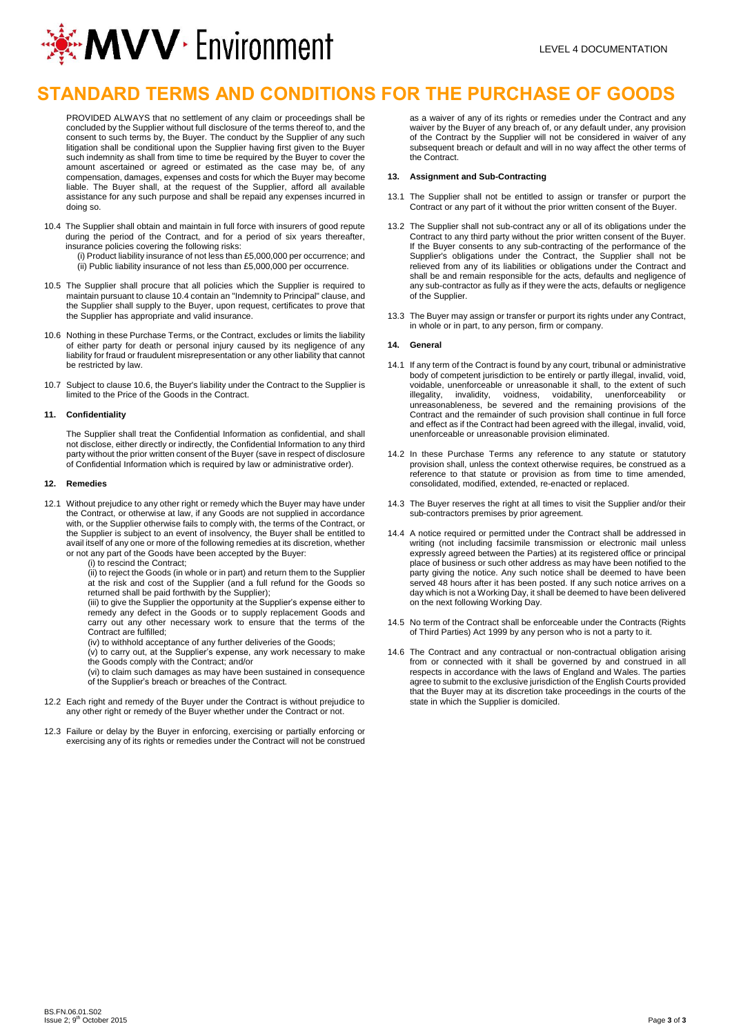# STANDARD TERMS AND CONDITIONS FOR THE PURCHASE OF GOODS

PROVIDED ALWAYS that no settlement of any claim or proceedings shall be concluded by the Supplier without full disclosure of the terms thereof to, and the consent to such terms by, the Buyer. The conduct by the Supplier of any such litigation shall be conditional upon the Supplier having first given to the Buyer such indemnity as shall from time to time be required by the Buyer to cover the amount ascertained or agreed or estimated as the case may be, of any compensation, damages, expenses and costs for which the Buyer may become liable. The Buyer shall, at the request of the Supplier, afford all available assistance for any such purpose and shall be repaid any expenses incurred in doing so.

10.4 The Supplier shall obtain and maintain in full force with insurers of good repute during the period of the Contract, and for a period of six years thereafter, insurance policies covering the following risks:
(i) Product liability insurance of not less than £5,000,000 per occurrence; and
(ii) Public liability insurance of not less than £5,000,000 per occurrence.

10.5 The Supplier shall procure that all policies which the Supplier is required to maintain pursuant to clause 10.4 contain an "Indemnity to Principal" clause, and the Supplier shall supply to the Buyer, upon request, certificates to prove that the Supplier has appropriate and valid insurance.

10.6 Nothing in these Purchase Terms, or the Contract, excludes or limits the liability of either party for death or personal injury caused by its negligence of any liability for fraud or fraudulent misrepresentation or any other liability that cannot be restricted by law.

10.7 Subject to clause 10.6, the Buyer's liability under the Contract to the Supplier is limited to the Price of the Goods in the Contract.

## 11. Confidentiality

The Supplier shall treat the Confidential Information as confidential, and shall not disclose, either directly or indirectly, the Confidential Information to any third party without the prior written consent of the Buyer (save in respect of disclosure of Confidential Information which is required by law or administrative order).

## 12. Remedies

12.1 Without prejudice to any other right or remedy which the Buyer may have under the Contract, or otherwise at law, if any Goods are not supplied in accordance with, or the Supplier otherwise fails to comply with, the terms of the Contract, or the Supplier is subject to an event of insolvency, the Buyer shall be entitled to avail itself of any one or more of the following remedies at its discretion, whether or not any part of the Goods have been accepted by the Buyer:
(i) to rescind the Contract;
(ii) to reject the Goods (in whole or in part) and return them to the Supplier at the risk and cost of the Supplier (and a full refund for the Goods so returned shall be paid forthwith by the Supplier);
(iii) to give the Supplier the opportunity at the Supplier's expense either to remedy any defect in the Goods or to supply replacement Goods and carry out any other necessary work to ensure that the terms of the Contract are fulfilled;
(iv) to withhold acceptance of any further deliveries of the Goods;
(v) to carry out, at the Supplier's expense, any work necessary to make the Goods comply with the Contract; and/or
(vi) to claim such damages as may have been sustained in consequence of the Supplier's breach or breaches of the Contract.

12.2 Each right and remedy of the Buyer under the Contract is without prejudice to any other right or remedy of the Buyer whether under the Contract or not.

12.3 Failure or delay by the Buyer in enforcing, exercising or partially enforcing or exercising any of its rights or remedies under the Contract will not be construed as a waiver of any of its rights or remedies under the Contract and any waiver by the Buyer of any breach of, or any default under, any provision of the Contract by the Supplier will not be considered in waiver of any subsequent breach or default and will in no way affect the other terms of the Contract.

## 13. Assignment and Sub-Contracting

13.1 The Supplier shall not be entitled to assign or transfer or purport the Contract or any part of it without the prior written consent of the Buyer.

13.2 The Supplier shall not sub-contract any or all of its obligations under the Contract to any third party without the prior written consent of the Buyer. If the Buyer consents to any sub-contracting of the performance of the Supplier's obligations under the Contract, the Supplier shall not be relieved from any of its liabilities or obligations under the Contract and shall be and remain responsible for the acts, defaults and negligence of any sub-contractor as fully as if they were the acts, defaults or negligence of the Supplier.

13.3 The Buyer may assign or transfer or purport its rights under any Contract, in whole or in part, to any person, firm or company.

## 14. General

14.1 If any term of the Contract is found by any court, tribunal or administrative body of competent jurisdiction to be entirely or partly illegal, invalid, void, voidable, unenforceable or unreasonable it shall, to the extent of such illegality, invalidity, voidness, voidability, unenforceability or unreasonableness, be severed and the remaining provisions of the Contract and the remainder of such provision shall continue in full force and effect as if the Contract had been agreed with the illegal, invalid, void, unenforceable or unreasonable provision eliminated.

14.2 In these Purchase Terms any reference to any statute or statutory provision shall, unless the context otherwise requires, be construed as a reference to that statute or provision as from time to time amended, consolidated, modified, extended, re-enacted or replaced.

14.3 The Buyer reserves the right at all times to visit the Supplier and/or their sub-contractors premises by prior agreement.

14.4 A notice required or permitted under the Contract shall be addressed in writing (not including facsimile transmission or electronic mail unless expressly agreed between the Parties) at its registered office or principal place of business or such other address as may have been notified to the party giving the notice. Any such notice shall be deemed to have been served 48 hours after it has been posted. If any such notice arrives on a day which is not a Working Day, it shall be deemed to have been delivered on the next following Working Day.

14.5 No term of the Contract shall be enforceable under the Contracts (Rights of Third Parties) Act 1999 by any person who is not a party to it.

14.6 The Contract and any contractual or non-contractual obligation arising from or connected with it shall be governed by and construed in all respects in accordance with the laws of England and Wales. The parties agree to submit to the exclusive jurisdiction of the English Courts provided that the Buyer may at its discretion take proceedings in the courts of the state in which the Supplier is domiciled.